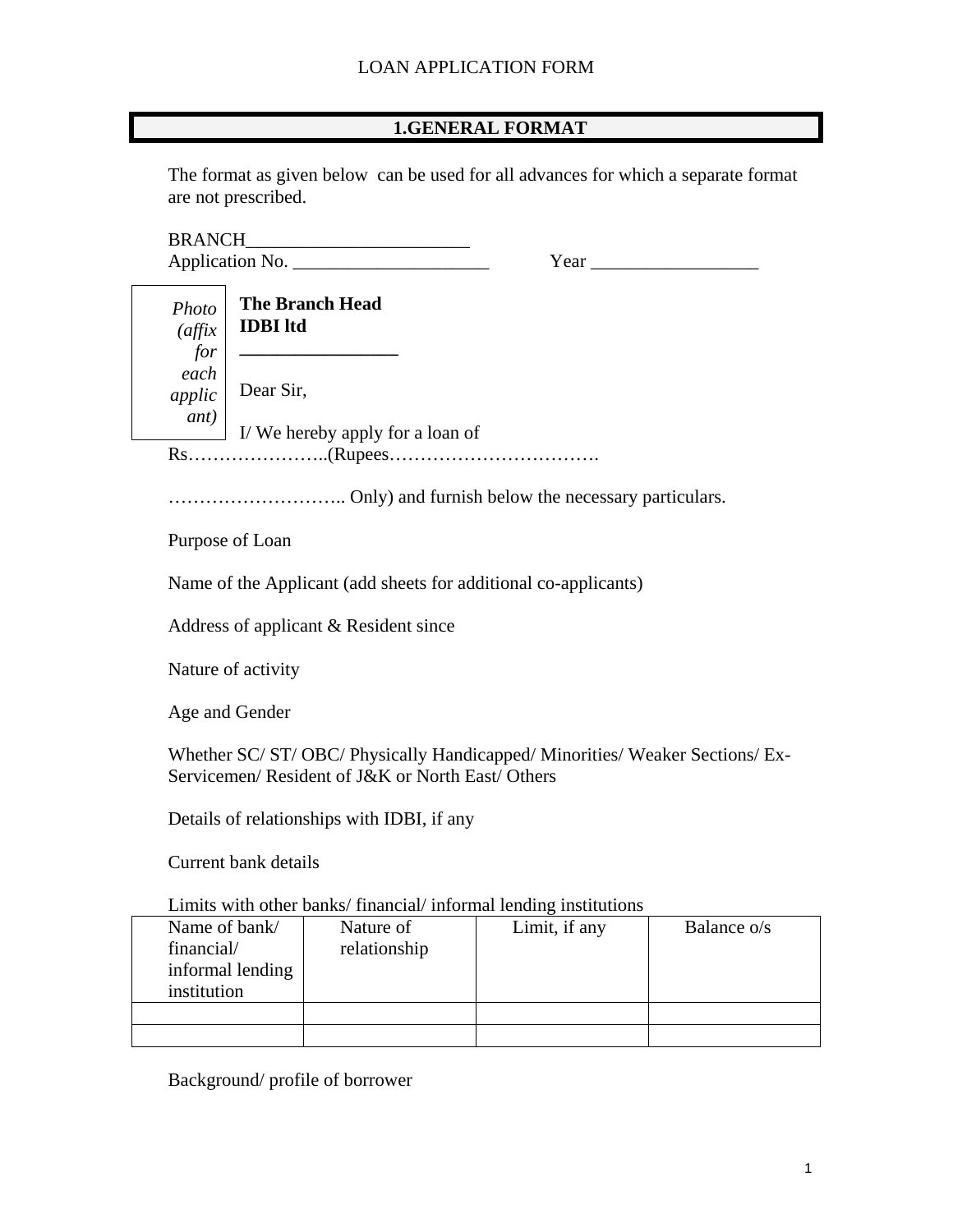LOAN APPLICATION FORM

## 1.GENERAL FORMAT

The format as given below can be used for all advances for which a separate format are not prescribed.

BRANCH________________________

Application No. _____________________ Year __________________

*Photo (affix for each applicant)*

**The Branch Head**
**IDBI ltd**
**________________**

Dear Sir,

I/ We hereby apply for a loan of Rs…………………..(Rupees…………………………….

……………………….. Only) and furnish below the necessary particulars.

Purpose of Loan

Name of the Applicant (add sheets for additional co-applicants)

Address of applicant & Resident since

Nature of activity

Age and Gender

Whether SC/ ST/ OBC/ Physically Handicapped/ Minorities/ Weaker Sections/ Ex-Servicemen/ Resident of J&K or North East/ Others

Details of relationships with IDBI, if any

Current bank details

Limits with other banks/ financial/ informal lending institutions

| Name of bank/ financial/ informal lending institution | Nature of relationship | Limit, if any | Balance o/s |
|---|---|---|---|
| | | | |
| | | | |

Background/ profile of borrower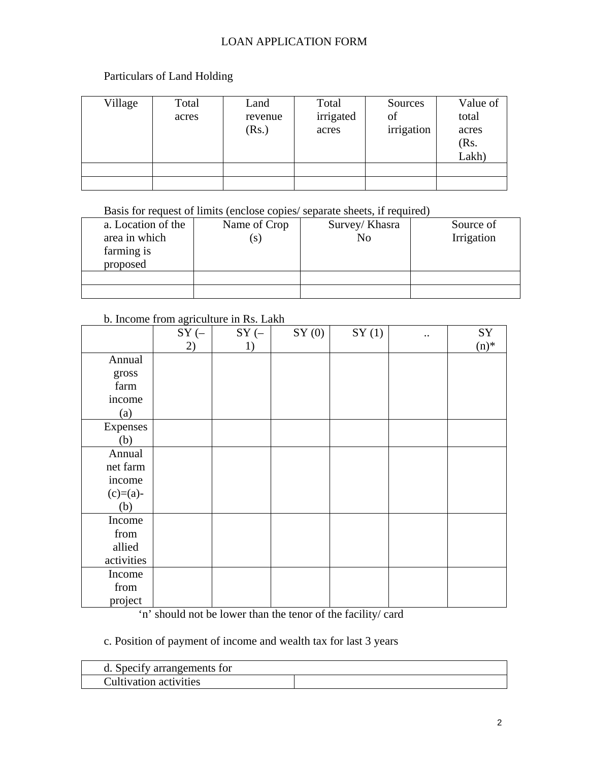# LOAN APPLICATION FORM

Particulars of Land Holding

| Village | Total acres | Land revenue (Rs.) | Total irrigated acres | Sources of irrigation | Value of total acres (Rs. Lakh) |
|---|---|---|---|---|---|
| | | | | | |
| | | | | | |

Basis for request of limits (enclose copies/ separate sheets, if required)

| a. Location of the area in which farming is proposed | Name of Crop (s) | Survey/ Khasra No | Source of Irrigation |
|---|---|---|---|
| | | | |
| | | | |

b. Income from agriculture in Rs. Lakh

| | SY (–2) | SY (–1) | SY (0) | SY (1) | .. | SY (n)* |
|---|---|---|---|---|---|---|
| Annual gross farm income (a) | | | | | | |
| Expenses (b) | | | | | | |
| Annual net farm income (c)=(a)-(b) | | | | | | |
| Income from allied activities | | | | | | |
| Income from project | | | | | | |

'n' should not be lower than the tenor of the facility/ card

c. Position of payment of income and wealth tax for last 3 years

| d. Specify arrangements for | |
|---|---|
| Cultivation activities | |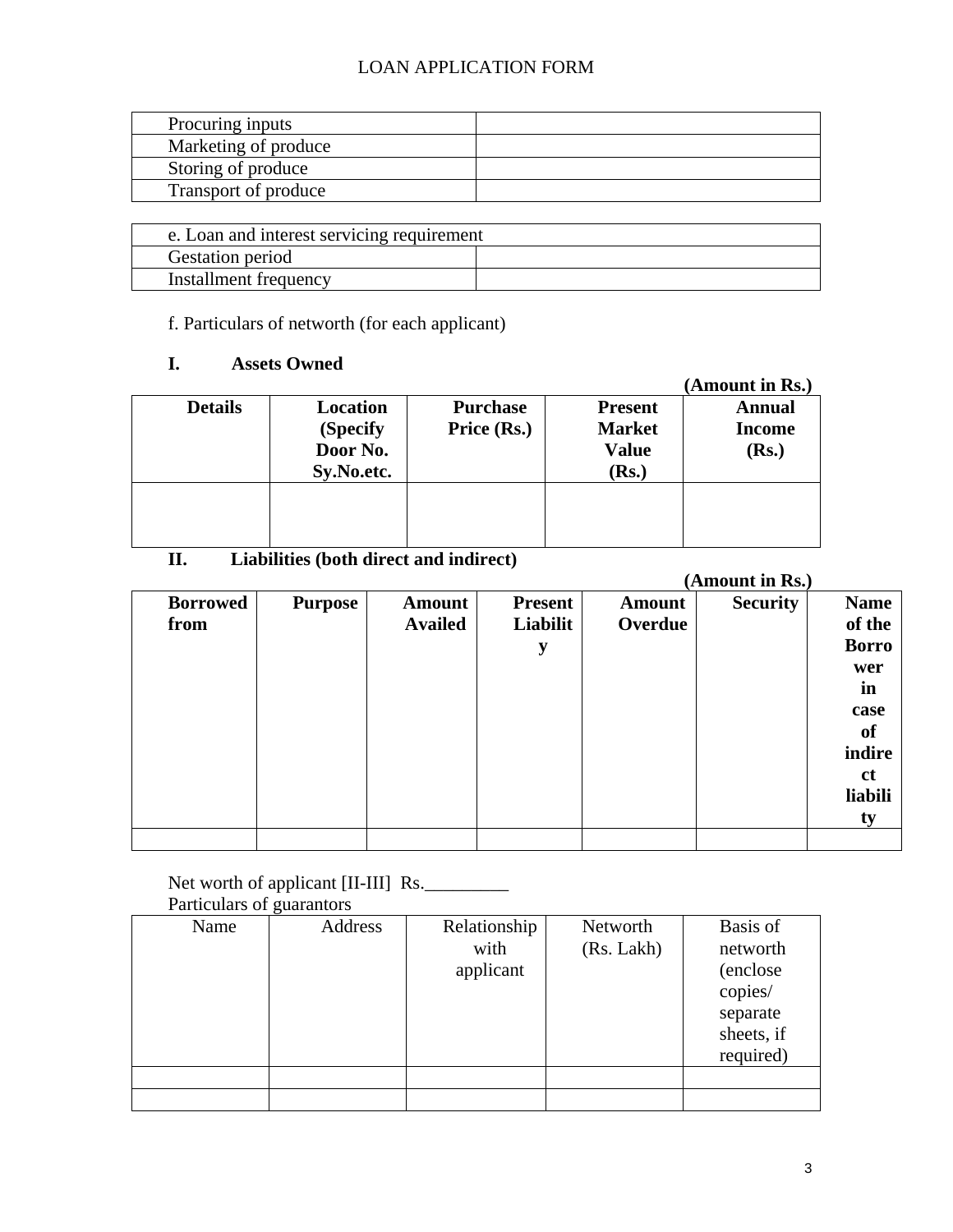LOAN APPLICATION FORM

| | |
|---|---|
| Procuring inputs | |
| Marketing of produce | |
| Storing of produce | |
| Transport of produce | |

| e. Loan and interest servicing requirement | |
|---|---|
| Gestation period | |
| Installment frequency | |

f. Particulars of networth (for each applicant)

**I. Assets Owned**

**(Amount in Rs.)**

| **Details** | **Location (Specify Door No. Sy.No.etc.** | **Purchase Price (Rs.)** | **Present Market Value (Rs.)** | **Annual Income (Rs.)** |
|---|---|---|---|---|
| | | | | |

**II. Liabilities (both direct and indirect)**

**(Amount in Rs.)**

| **Borrowed from** | **Purpose** | **Amount Availed** | **Present Liability** | **Amount Overdue** | **Security** | **Name of the Borrower in case of indirect liability** |
|---|---|---|---|---|---|---|
| | | | | | | |

Net worth of applicant [II-III] Rs._________

Particulars of guarantors

| Name | Address | Relationship with applicant | Networth (Rs. Lakh) | Basis of networth (enclose copies/ separate sheets, if required) |
|---|---|---|---|---|
| | | | | |
| | | | | |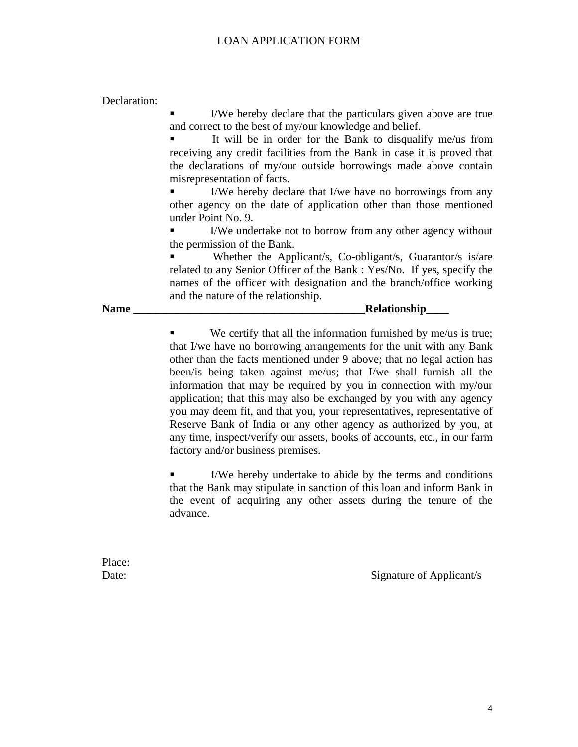LOAN APPLICATION FORM

Declaration:

- I/We hereby declare that the particulars given above are true and correct to the best of my/our knowledge and belief.
- It will be in order for the Bank to disqualify me/us from receiving any credit facilities from the Bank in case it is proved that the declarations of my/our outside borrowings made above contain misrepresentation of facts.
- I/We hereby declare that I/we have no borrowings from any other agency on the date of application other than those mentioned under Point No. 9.
- I/We undertake not to borrow from any other agency without the permission of the Bank.
- Whether the Applicant/s, Co-obligant/s, Guarantor/s is/are related to any Senior Officer of the Bank : Yes/No. If yes, specify the names of the officer with designation and the branch/office working and the nature of the relationship.

**Name ___________________________________________Relationship____**

- We certify that all the information furnished by me/us is true; that I/we have no borrowing arrangements for the unit with any Bank other than the facts mentioned under 9 above; that no legal action has been/is being taken against me/us; that I/we shall furnish all the information that may be required by you in connection with my/our application; that this may also be exchanged by you with any agency you may deem fit, and that you, your representatives, representative of Reserve Bank of India or any other agency as authorized by you, at any time, inspect/verify our assets, books of accounts, etc., in our farm factory and/or business premises.

- I/We hereby undertake to abide by the terms and conditions that the Bank may stipulate in sanction of this loan and inform Bank in the event of acquiring any other assets during the tenure of the advance.

Place:

Date: Signature of Applicant/s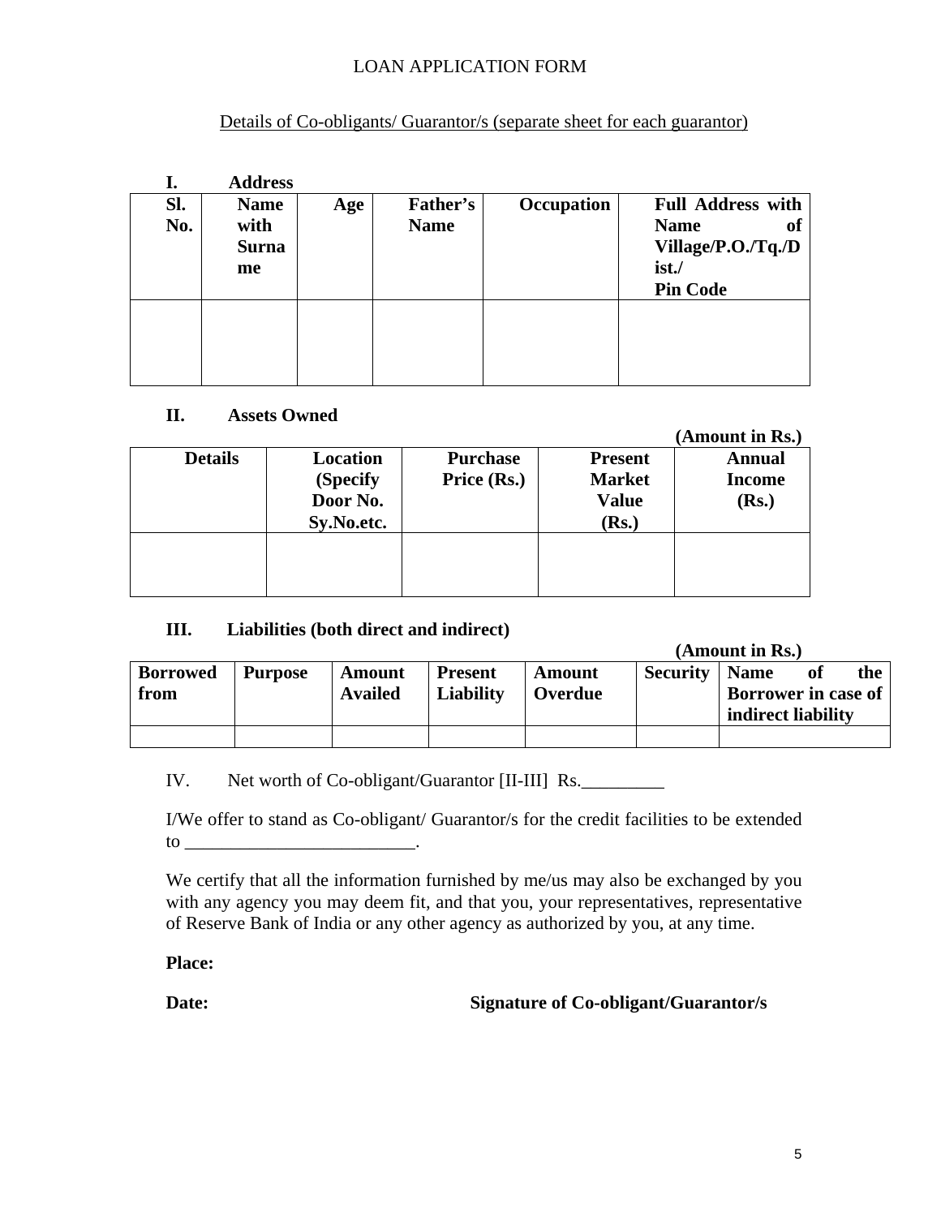# LOAN APPLICATION FORM

Details of Co-obligants/ Guarantor/s (separate sheet for each guarantor)

**I. Address**

| Sl. No. | Name with Surname | Age | Father's Name | Occupation | Full Address with Name of Village/P.O./Tq./Dist./ Pin Code |
|---|---|---|---|---|---|
| | | | | | |

**II. Assets Owned**

**(Amount in Rs.)**

| Details | Location (Specify Door No. Sy.No.etc. | Purchase Price (Rs.) | Present Market Value (Rs.) | Annual Income (Rs.) |
|---|---|---|---|---|
| | | | | |

**III. Liabilities (both direct and indirect)**

**(Amount in Rs.)**

| Borrowed from | Purpose | Amount Availed | Present Liability | Amount Overdue | Security | Name of the Borrower in case of indirect liability |
|---|---|---|---|---|---|---|
| | | | | | | |

IV. Net worth of Co-obligant/Guarantor [II-III] Rs._________

I/We offer to stand as Co-obligant/ Guarantor/s for the credit facilities to be extended to _________________________.

We certify that all the information furnished by me/us may also be exchanged by you with any agency you may deem fit, and that you, your representatives, representative of Reserve Bank of India or any other agency as authorized by you, at any time.

**Place:**

**Date:** **Signature of Co-obligant/Guarantor/s**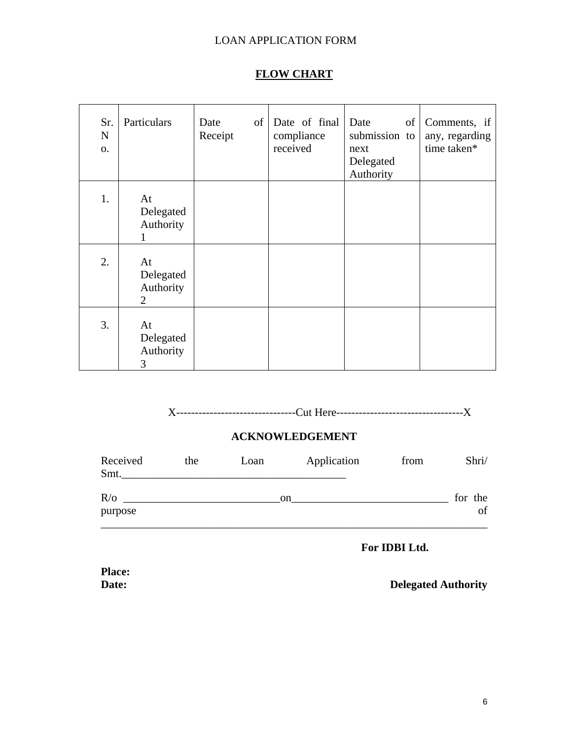LOAN APPLICATION FORM

## FLOW CHART

| Sr. No. | Particulars | Date of Receipt | Date of final compliance received | Date of submission to next Delegated Authority | Comments, if any, regarding time taken* |
|---|---|---|---|---|---|
| 1. | At Delegated Authority 1 | | | | |
| 2. | At Delegated Authority 2 | | | | |
| 3. | At Delegated Authority 3 | | | | |

X--------------------------------Cut Here----------------------------------X

## ACKNOWLEDGEMENT

Received the Loan Application from Shri/ Smt.________________________________________

R/o ____________________________on____________________________ for the purpose of ______________________________________________________________________

**For IDBI Ltd.**

**Place:**
**Date:** **Delegated Authority**